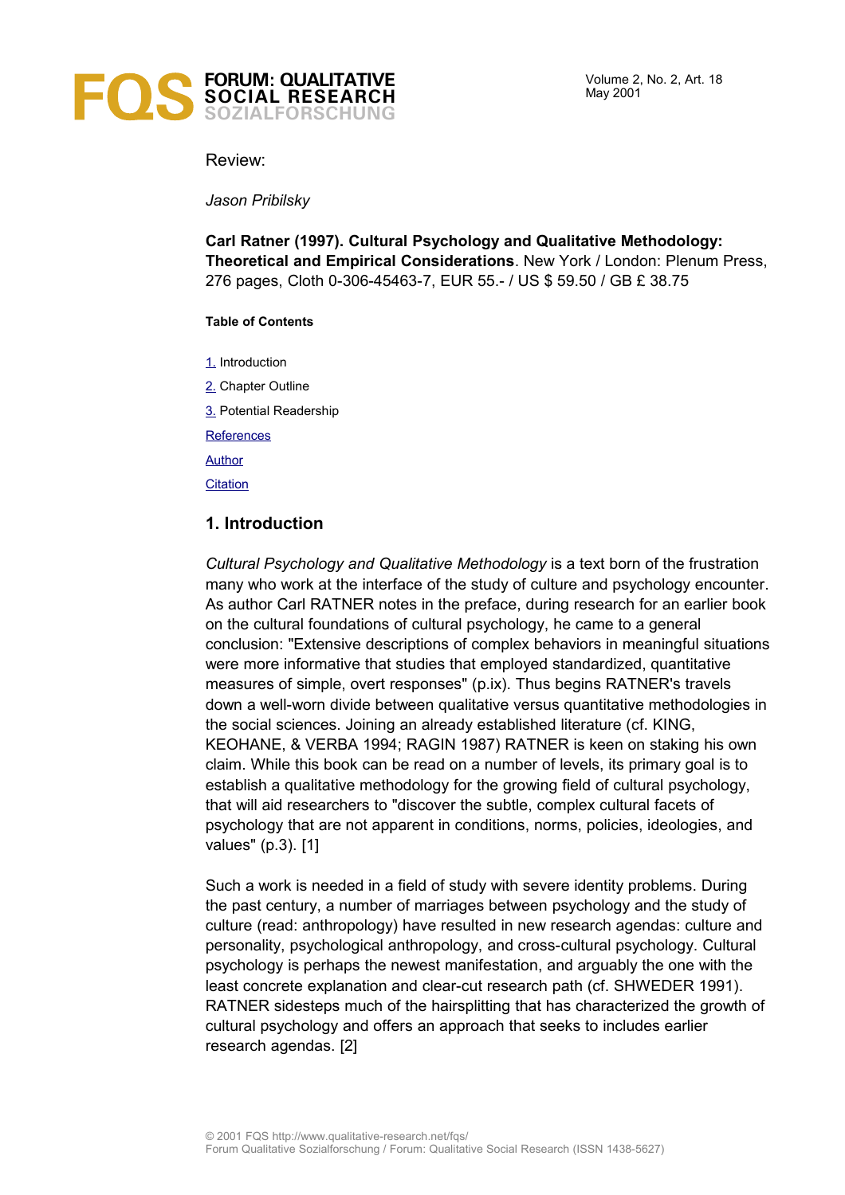Review:

*Jason Pribilsky*

**Carl Ratner (1997). Cultural Psychology and Qualitative Methodology: Theoretical and Empirical Considerations**. New York / London: Plenum Press, 276 pages, Cloth 0-306-45463-7, EUR 55.- / US $ 59.50 / GB £ 38.75

**Table of Contents**

1. Introduction
2. Chapter Outline
3. Potential Readership

References

Author

Citation

## 1. Introduction

*Cultural Psychology and Qualitative Methodology* is a text born of the frustration many who work at the interface of the study of culture and psychology encounter. As author Carl RATNER notes in the preface, during research for an earlier book on the cultural foundations of cultural psychology, he came to a general conclusion: "Extensive descriptions of complex behaviors in meaningful situations were more informative that studies that employed standardized, quantitative measures of simple, overt responses" (p.ix). Thus begins RATNER's travels down a well-worn divide between qualitative versus quantitative methodologies in the social sciences. Joining an already established literature (cf. KING, KEOHANE, & VERBA 1994; RAGIN 1987) RATNER is keen on staking his own claim. While this book can be read on a number of levels, its primary goal is to establish a qualitative methodology for the growing field of cultural psychology, that will aid researchers to "discover the subtle, complex cultural facets of psychology that are not apparent in conditions, norms, policies, ideologies, and values" (p.3). [1]

Such a work is needed in a field of study with severe identity problems. During the past century, a number of marriages between psychology and the study of culture (read: anthropology) have resulted in new research agendas: culture and personality, psychological anthropology, and cross-cultural psychology. Cultural psychology is perhaps the newest manifestation, and arguably the one with the least concrete explanation and clear-cut research path (cf. SHWEDER 1991). RATNER sidesteps much of the hairsplitting that has characterized the growth of cultural psychology and offers an approach that seeks to includes earlier research agendas. [2]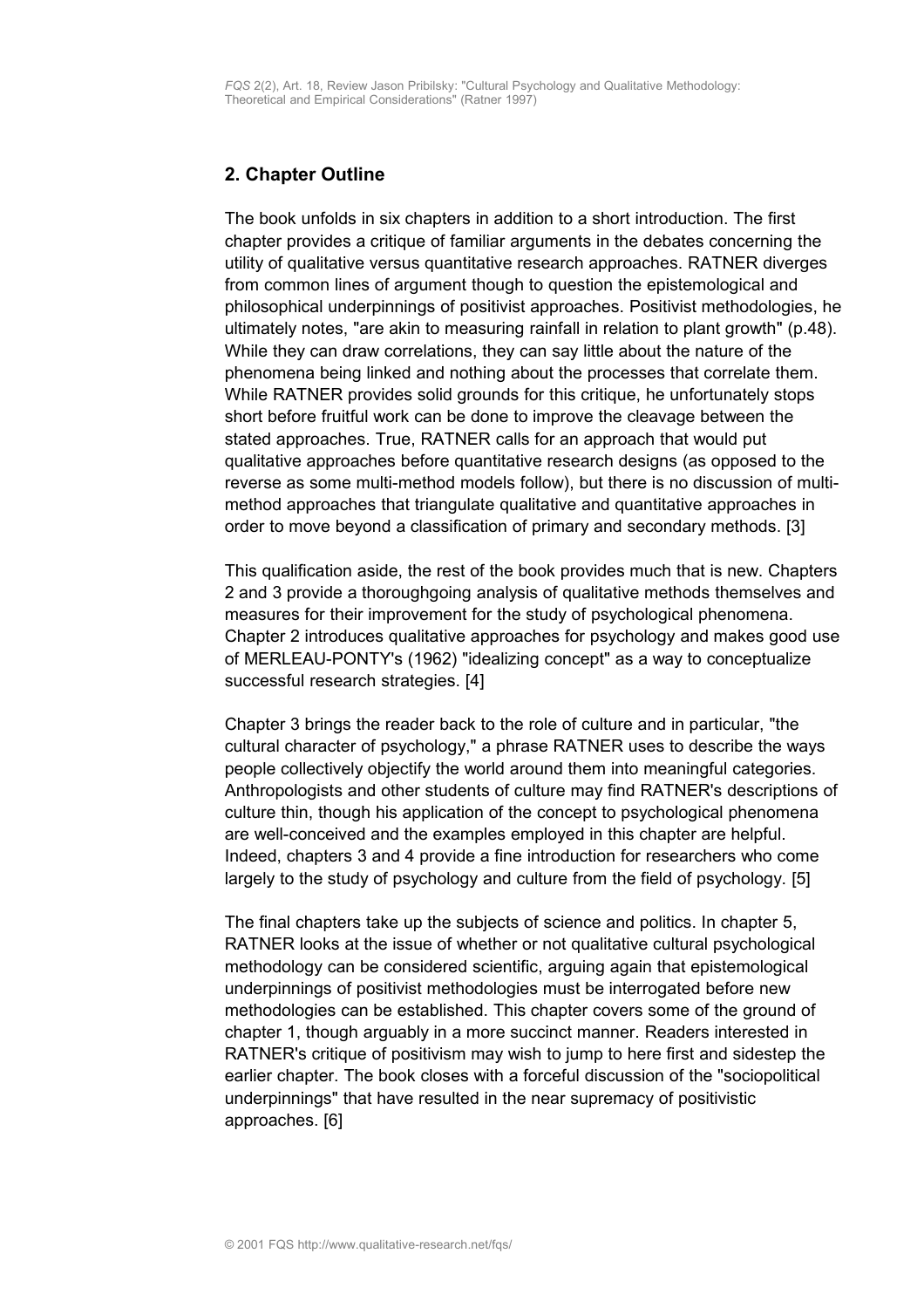## 2. Chapter Outline

The book unfolds in six chapters in addition to a short introduction. The first chapter provides a critique of familiar arguments in the debates concerning the utility of qualitative versus quantitative research approaches. RATNER diverges from common lines of argument though to question the epistemological and philosophical underpinnings of positivist approaches. Positivist methodologies, he ultimately notes, "are akin to measuring rainfall in relation to plant growth" (p.48). While they can draw correlations, they can say little about the nature of the phenomena being linked and nothing about the processes that correlate them. While RATNER provides solid grounds for this critique, he unfortunately stops short before fruitful work can be done to improve the cleavage between the stated approaches. True, RATNER calls for an approach that would put qualitative approaches before quantitative research designs (as opposed to the reverse as some multi-method models follow), but there is no discussion of multi-method approaches that triangulate qualitative and quantitative approaches in order to move beyond a classification of primary and secondary methods. [3]

This qualification aside, the rest of the book provides much that is new. Chapters 2 and 3 provide a thoroughgoing analysis of qualitative methods themselves and measures for their improvement for the study of psychological phenomena. Chapter 2 introduces qualitative approaches for psychology and makes good use of MERLEAU-PONTY's (1962) "idealizing concept" as a way to conceptualize successful research strategies. [4]

Chapter 3 brings the reader back to the role of culture and in particular, "the cultural character of psychology," a phrase RATNER uses to describe the ways people collectively objectify the world around them into meaningful categories. Anthropologists and other students of culture may find RATNER's descriptions of culture thin, though his application of the concept to psychological phenomena are well-conceived and the examples employed in this chapter are helpful. Indeed, chapters 3 and 4 provide a fine introduction for researchers who come largely to the study of psychology and culture from the field of psychology. [5]

The final chapters take up the subjects of science and politics. In chapter 5, RATNER looks at the issue of whether or not qualitative cultural psychological methodology can be considered scientific, arguing again that epistemological underpinnings of positivist methodologies must be interrogated before new methodologies can be established. This chapter covers some of the ground of chapter 1, though arguably in a more succinct manner. Readers interested in RATNER's critique of positivism may wish to jump to here first and sidestep the earlier chapter. The book closes with a forceful discussion of the "sociopolitical underpinnings" that have resulted in the near supremacy of positivistic approaches. [6]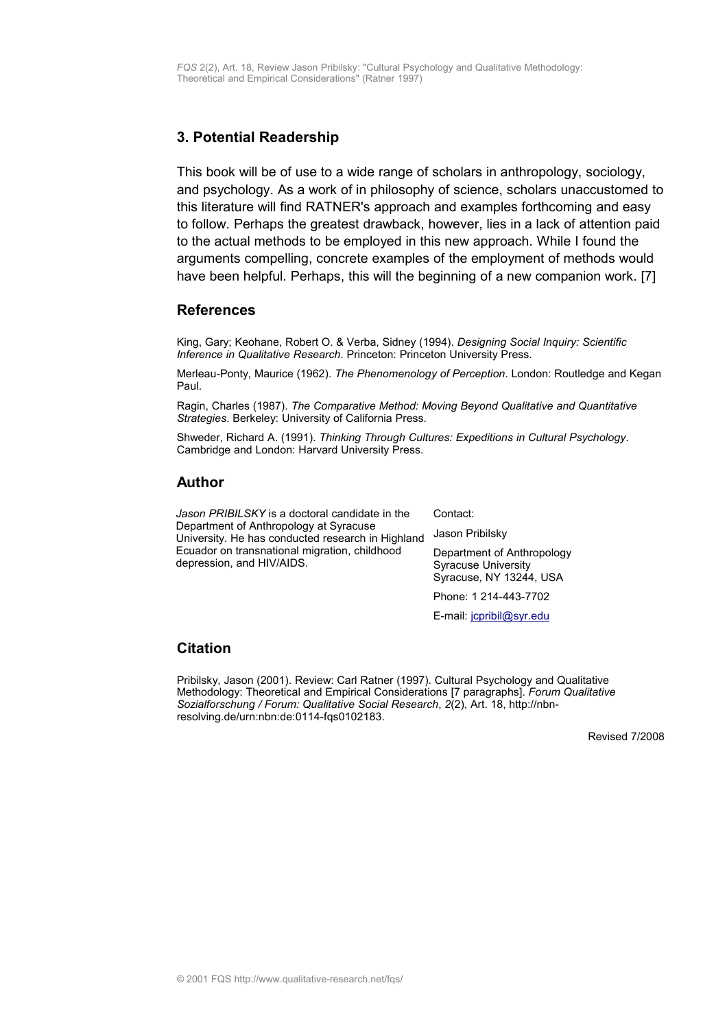## 3. Potential Readership

This book will be of use to a wide range of scholars in anthropology, sociology, and psychology. As a work of in philosophy of science, scholars unaccustomed to this literature will find RATNER's approach and examples forthcoming and easy to follow. Perhaps the greatest drawback, however, lies in a lack of attention paid to the actual methods to be employed in this new approach. While I found the arguments compelling, concrete examples of the employment of methods would have been helpful. Perhaps, this will the beginning of a new companion work. [7]

## References

King, Gary; Keohane, Robert O. & Verba, Sidney (1994). *Designing Social Inquiry: Scientific Inference in Qualitative Research*. Princeton: Princeton University Press.

Merleau-Ponty, Maurice (1962). *The Phenomenology of Perception*. London: Routledge and Kegan Paul.

Ragin, Charles (1987). *The Comparative Method: Moving Beyond Qualitative and Quantitative Strategies*. Berkeley: University of California Press.

Shweder, Richard A. (1991). *Thinking Through Cultures: Expeditions in Cultural Psychology*. Cambridge and London: Harvard University Press.

## Author

*Jason PRIBILSKY* is a doctoral candidate in the Department of Anthropology at Syracuse University. He has conducted research in Highland Ecuador on transnational migration, childhood depression, and HIV/AIDS.

Contact:

Jason Pribilsky

Department of Anthropology
Syracuse University
Syracuse, NY 13244, USA

Phone: 1 214-443-7702

E-mail: jcpribil@syr.edu

## Citation

Pribilsky, Jason (2001). Review: Carl Ratner (1997). Cultural Psychology and Qualitative Methodology: Theoretical and Empirical Considerations [7 paragraphs]. *Forum Qualitative Sozialforschung / Forum: Qualitative Social Research*, *2*(2), Art. 18, http://nbn-resolving.de/urn:nbn:de:0114-fqs0102183.

Revised 7/2008